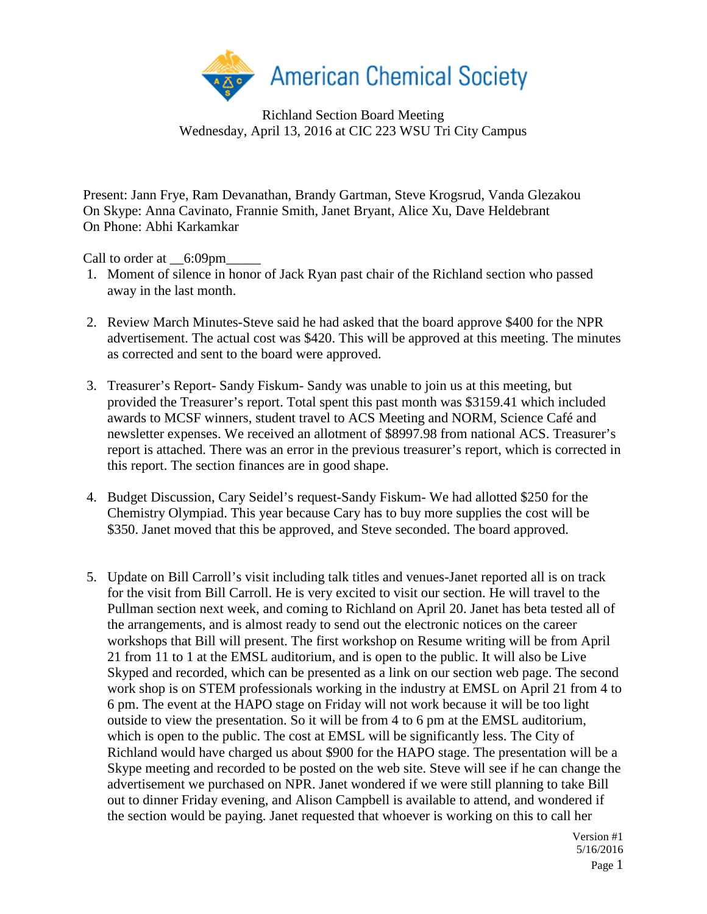American Chemical Society

Richland Section Board Meeting
Wednesday, April 13, 2016 at CIC 223 WSU Tri City Campus

Present: Jann Frye, Ram Devanathan, Brandy Gartman, Steve Krogsrud, Vanda Glezakou
On Skype: Anna Cavinato, Frannie Smith, Janet Bryant, Alice Xu, Dave Heldebrant
On Phone: Abhi Karkamkar

Call to order at __6:09pm_____

1. Moment of silence in honor of Jack Ryan past chair of the Richland section who passed away in the last month.

2. Review March Minutes-Steve said he had asked that the board approve $400 for the NPR advertisement. The actual cost was $420. This will be approved at this meeting. The minutes as corrected and sent to the board were approved.

3. Treasurer's Report- Sandy Fiskum- Sandy was unable to join us at this meeting, but provided the Treasurer's report. Total spent this past month was $3159.41 which included awards to MCSF winners, student travel to ACS Meeting and NORM, Science Café and newsletter expenses. We received an allotment of $8997.98 from national ACS. Treasurer's report is attached. There was an error in the previous treasurer's report, which is corrected in this report. The section finances are in good shape.

4. Budget Discussion, Cary Seidel's request-Sandy Fiskum- We had allotted $250 for the Chemistry Olympiad. This year because Cary has to buy more supplies the cost will be $350. Janet moved that this be approved, and Steve seconded. The board approved.

5. Update on Bill Carroll's visit including talk titles and venues-Janet reported all is on track for the visit from Bill Carroll. He is very excited to visit our section. He will travel to the Pullman section next week, and coming to Richland on April 20. Janet has beta tested all of the arrangements, and is almost ready to send out the electronic notices on the career workshops that Bill will present. The first workshop on Resume writing will be from April 21 from 11 to 1 at the EMSL auditorium, and is open to the public. It will also be Live Skyped and recorded, which can be presented as a link on our section web page. The second work shop is on STEM professionals working in the industry at EMSL on April 21 from 4 to 6 pm. The event at the HAPO stage on Friday will not work because it will be too light outside to view the presentation. So it will be from 4 to 6 pm at the EMSL auditorium, which is open to the public. The cost at EMSL will be significantly less. The City of Richland would have charged us about $900 for the HAPO stage. The presentation will be a Skype meeting and recorded to be posted on the web site. Steve will see if he can change the advertisement we purchased on NPR. Janet wondered if we were still planning to take Bill out to dinner Friday evening, and Alison Campbell is available to attend, and wondered if the section would be paying. Janet requested that whoever is working on this to call her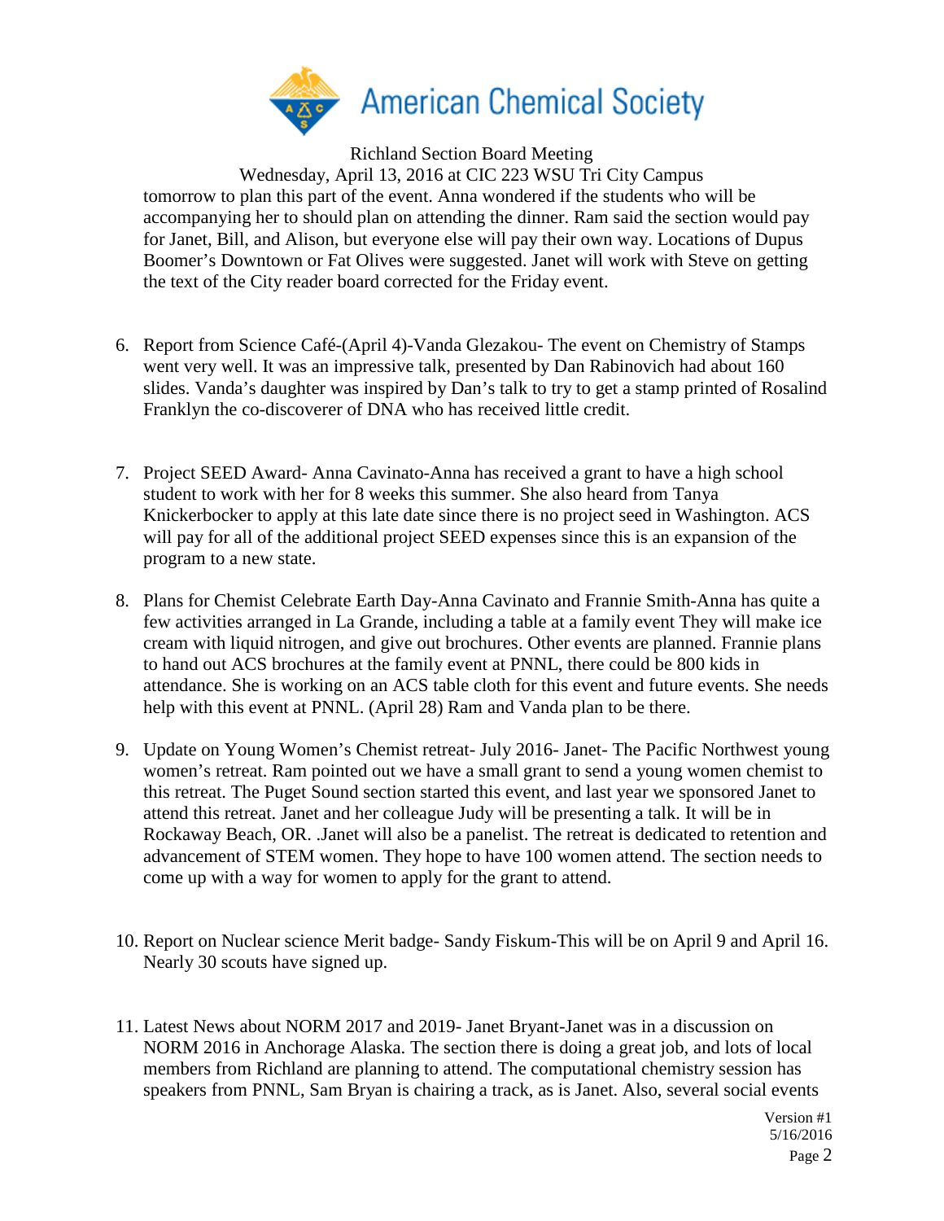tomorrow to plan this part of the event. Anna wondered if the students who will be accompanying her to should plan on attending the dinner. Ram said the section would pay for Janet, Bill, and Alison, but everyone else will pay their own way. Locations of Dupus Boomer's Downtown or Fat Olives were suggested. Janet will work with Steve on getting the text of the City reader board corrected for the Friday event.

6. Report from Science Café-(April 4)-Vanda Glezakou- The event on Chemistry of Stamps went very well. It was an impressive talk, presented by Dan Rabinovich had about 160 slides. Vanda's daughter was inspired by Dan's talk to try to get a stamp printed of Rosalind Franklyn the co-discoverer of DNA who has received little credit.

7. Project SEED Award- Anna Cavinato-Anna has received a grant to have a high school student to work with her for 8 weeks this summer. She also heard from Tanya Knickerbocker to apply at this late date since there is no project seed in Washington. ACS will pay for all of the additional project SEED expenses since this is an expansion of the program to a new state.

8. Plans for Chemist Celebrate Earth Day-Anna Cavinato and Frannie Smith-Anna has quite a few activities arranged in La Grande, including a table at a family event They will make ice cream with liquid nitrogen, and give out brochures. Other events are planned. Frannie plans to hand out ACS brochures at the family event at PNNL, there could be 800 kids in attendance. She is working on an ACS table cloth for this event and future events. She needs help with this event at PNNL. (April 28) Ram and Vanda plan to be there.

9. Update on Young Women's Chemist retreat- July 2016- Janet- The Pacific Northwest young women's retreat. Ram pointed out we have a small grant to send a young women chemist to this retreat. The Puget Sound section started this event, and last year we sponsored Janet to attend this retreat. Janet and her colleague Judy will be presenting a talk. It will be in Rockaway Beach, OR. .Janet will also be a panelist. The retreat is dedicated to retention and advancement of STEM women. They hope to have 100 women attend. The section needs to come up with a way for women to apply for the grant to attend.

10. Report on Nuclear science Merit badge- Sandy Fiskum-This will be on April 9 and April 16. Nearly 30 scouts have signed up.

11. Latest News about NORM 2017 and 2019- Janet Bryant-Janet was in a discussion on NORM 2016 in Anchorage Alaska. The section there is doing a great job, and lots of local members from Richland are planning to attend. The computational chemistry session has speakers from PNNL, Sam Bryan is chairing a track, as is Janet. Also, several social events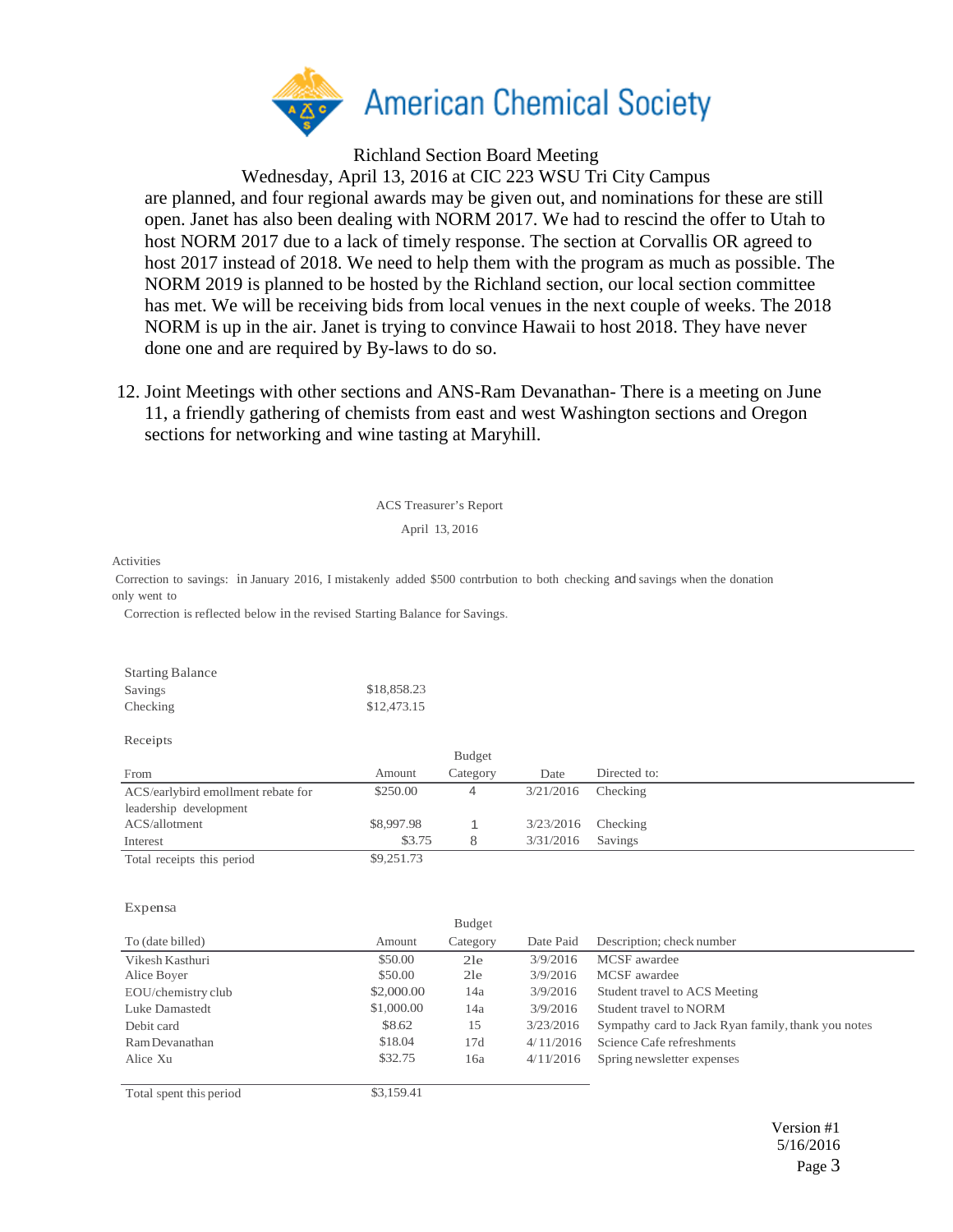are planned, and four regional awards may be given out, and nominations for these are still open. Janet has also been dealing with NORM 2017. We had to rescind the offer to Utah to host NORM 2017 due to a lack of timely response. The section at Corvallis OR agreed to host 2017 instead of 2018. We need to help them with the program as much as possible. The NORM 2019 is planned to be hosted by the Richland section, our local section committee has met. We will be receiving bids from local venues in the next couple of weeks. The 2018 NORM is up in the air. Janet is trying to convince Hawaii to host 2018. They have never done one and are required by By-laws to do so.

12. Joint Meetings with other sections and ANS-Ram Devanathan- There is a meeting on June 11, a friendly gathering of chemists from east and west Washington sections and Oregon sections for networking and wine tasting at Maryhill.

ACS Treasurer's Report

April 13, 2016

Activities

Correction to savings: in January 2016, I mistakenly added $500 contrbution to both checking and savings when the donation only went to

Correction is reflected below in the revised Starting Balance for Savings.

| Starting Balance | |
|---|---|
| Savings | $18,858.23 |
| Checking | $12,473.15 |

Receipts

| From | Amount | Budget Category | Date | Directed to: |
|---|---|---|---|---|
| ACS/earlybird emollment rebate for leadership development | $250.00 | 4 | 3/21/2016 | Checking |
| ACS/allotment | $8,997.98 | 1 | 3/23/2016 | Checking |
| Interest | $3.75 | 8 | 3/31/2016 | Savings |
| Total receipts this period | $9,251.73 | | | |

Expensa

| To (date billed) | Amount | Budget Category | Date Paid | Description; check number |
|---|---|---|---|---|
| Vikesh Kasthuri | $50.00 | 21e | 3/9/2016 | MCSF awardee |
| Alice Boyer | $50.00 | 21e | 3/9/2016 | MCSF awardee |
| EOU/chemistry club | $2,000.00 | 14a | 3/9/2016 | Student travel to ACS Meeting |
| Luke Damastedt | $1,000.00 | 14a | 3/9/2016 | Student travel to NORM |
| Debit card | $8.62 | 15 | 3/23/2016 | Sympathy card to Jack Ryan family, thank you notes |
| Ram Devanathan | $18.04 | 17d | 4/11/2016 | Science Cafe refreshments |
| Alice Xu | $32.75 | 16a | 4/11/2016 | Spring newsletter expenses |
| Total spent this period | $3,159.41 | | | |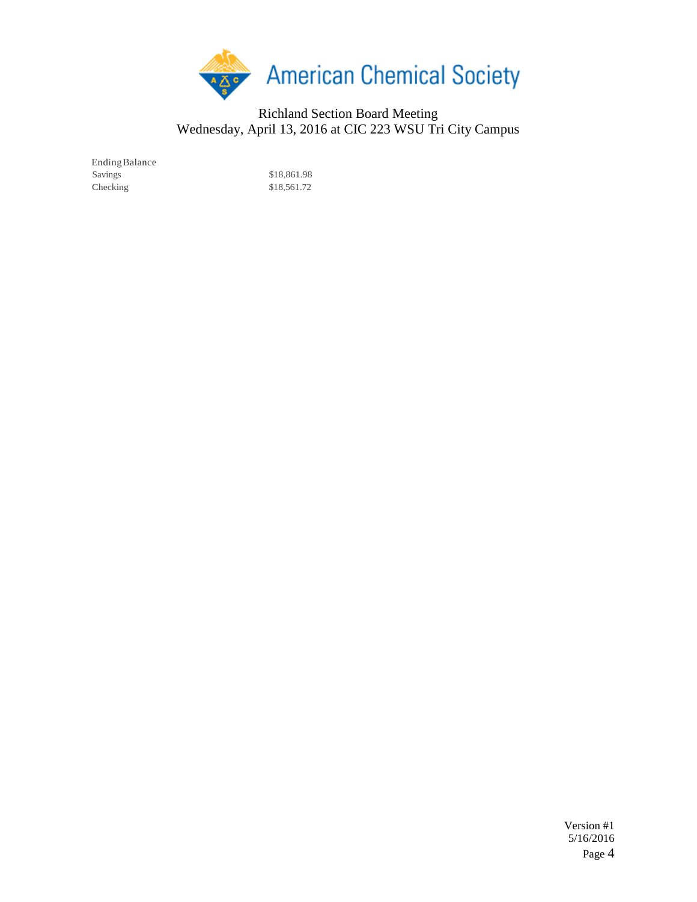Ending Balance

| | |
|---|---|
| Savings | $18,861.98 |
| Checking | $18,561.72 |